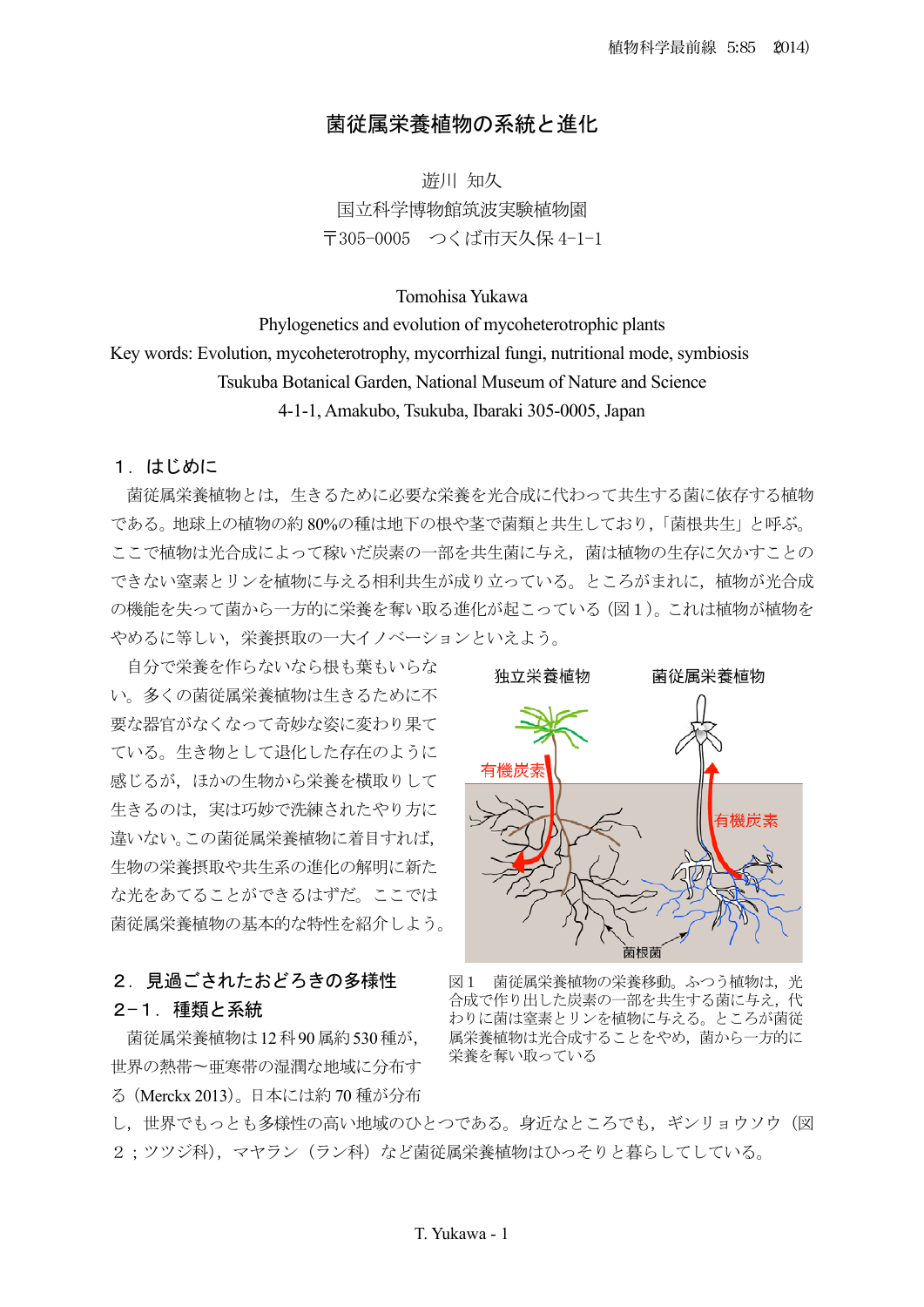# 菌従属栄養植物の系統と進化

遊川 知久
国立科学博物館筑波実験植物園
〒305-0005　つくば市天久保 4-1-1

Tomohisa Yukawa
Phylogenetics and evolution of mycoheterotrophic plants
Key words: Evolution, mycoheterotrophy, mycorrhizal fungi, nutritional mode, symbiosis
Tsukuba Botanical Garden, National Museum of Nature and Science
4-1-1, Amakubo, Tsukuba, Ibaraki 305-0005, Japan

## １．はじめに

菌従属栄養植物とは，生きるために必要な栄養を光合成に代わって共生する菌に依存する植物である。地球上の植物の約 80%の種は地下の根や茎で菌類と共生しており，「菌根共生」と呼ぶ。ここで植物は光合成によって稼いだ炭素の一部を共生菌に与え，菌は植物の生存に欠かすことのできない窒素とリンを植物に与える相利共生が成り立っている。ところがまれに，植物が光合成の機能を失って菌から一方的に栄養を奪い取る進化が起こっている（図１）。これは植物が植物をやめるに等しい，栄養摂取の一大イノベーションといえよう。

自分で栄養を作らないなら根も葉もいらない。多くの菌従属栄養植物は生きるために不要な器官がなくなって奇妙な姿に変わり果てている。生き物として退化した存在のように感じるが，ほかの生物から栄養を横取りして生きるのは，実は巧妙で洗練されたやり方に違いない。この菌従属栄養植物に着目すれば，生物の栄養摂取や共生系の進化の解明に新たな光をあてることができるはずだ。ここでは菌従属栄養植物の基本的な特性を紹介しよう。

図１　菌従属栄養植物の栄養移動。ふつう植物は，光合成で作り出した炭素の一部を共生する菌に与え，代わりに菌は窒素とリンを植物に与える。ところが菌従属栄養植物は光合成することをやめ，菌から一方的に栄養を奪い取っている

## ２．見過ごされたおどろきの多様性

### ２−１．種類と系統

菌従属栄養植物は 12 科 90 属約 530 種が，世界の熱帯～亜寒帯の湿潤な地域に分布する（Merckx 2013）。日本には約 70 種が分布し，世界でもっとも多様性の高い地域のひとつである。身近なところでも，ギンリョウソウ（図２；ツツジ科），マヤラン（ラン科）など菌従属栄養植物はひっそりと暮らしてしている。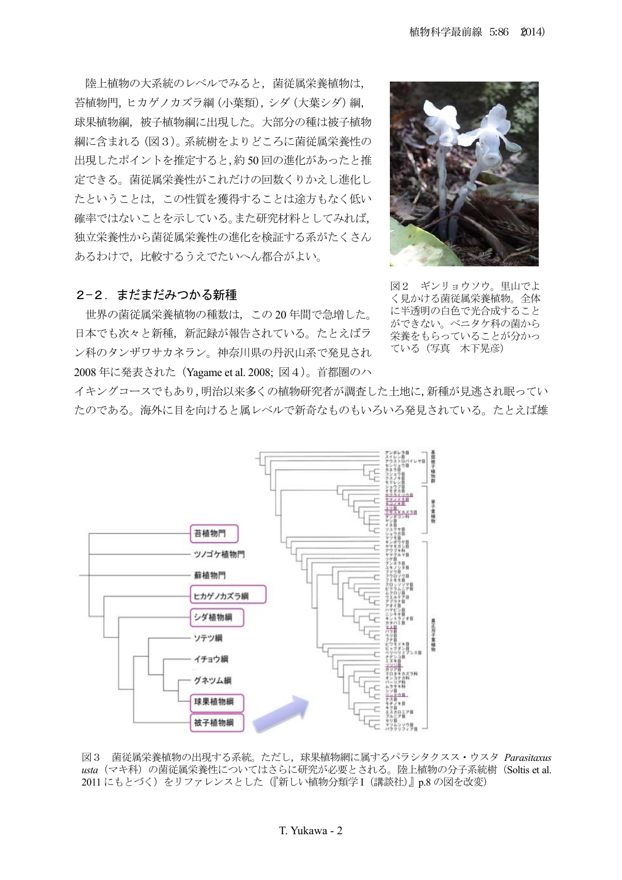陸上植物の大系統のレベルでみると，菌従属栄養植物は，苔植物門，ヒカゲノカズラ綱（小葉類），シダ（大葉シダ）綱，球果植物綱，被子植物綱に出現した。大部分の種は被子植物綱に含まれる（図３）。系統樹をよりどころに菌従属栄養性の出現したポイントを推定すると，約 50 回の進化があったと推定できる。菌従属栄養性がこれだけの回数くりかえし進化したということは，この性質を獲得することは途方もなく低い確率ではないことを示している。また研究材料としてみれば，独立栄養性から菌従属栄養性の進化を検証する系がたくさんあるわけで，比較するうえでたいへん都合がよい。

図２　ギンリョウソウ。里山でよく見かける菌従属栄養植物。全体に半透明の白色で光合成することができない。ベニタケ科の菌から栄養をもらっていることが分かっている（写真　木下晃彦）

## 2-2．まだまだみつかる新種

世界の菌従属栄養植物の種数は，この 20 年間で急増した。日本でも次々と新種，新記録が報告されている。たとえばラン科のタンザワサカネラン。神奈川県の丹沢山系で発見され 2008 年に発表された（Yagame et al. 2008; 図４）。首都圏のハイキングコースでもあり，明治以来多くの植物研究者が調査した土地に，新種が見逃され眠っていたのである。海外に目を向けると属レベルで新奇なものもいろいろ発見されている。たとえば雄

図３　菌従属栄養植物の出現する系統。ただし，球果植物綱に属するパラシタクスス・ウスタ *Parasitaxus usta*（マキ科）の菌従属栄養性についてはさらに研究が必要とされる。陸上植物の分子系統樹（Soltis et al. 2011 にもとづく）をリファレンスとした（『新しい植物分類学 I（講談社）』p.8 の図を改変）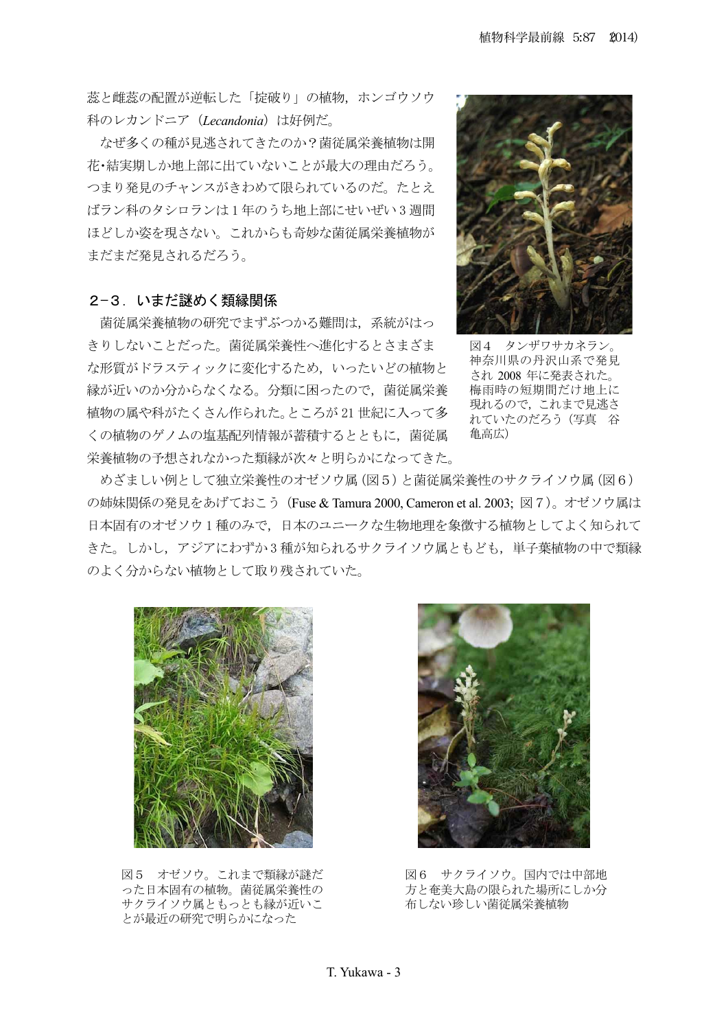蕊と雌蕊の配置が逆転した「掟破り」の植物，ホンゴウソウ科のレカンドニア（*Lecandonia*）は好例だ。

なぜ多くの種が見逃されてきたのか？菌従属栄養植物は開花･結実期しか地上部に出ていないことが最大の理由だろう。つまり発見のチャンスがきわめて限られているのだ。たとえばラン科のタシロランは１年のうち地上部にせいぜい３週間ほどしか姿を現さない。これからも奇妙な菌従属栄養植物がまだまだ発見されるだろう。

## ２−３．いまだ謎めく類縁関係

菌従属栄養植物の研究でまずぶつかる難問は，系統がはっきりしないことだった。菌従属栄養性へ進化するとさまざまな形質がドラスティックに変化するため，いったいどの植物と縁が近いのか分からなくなる。分類に困ったので，菌従属栄養植物の属や科がたくさん作られた。ところが 21 世紀に入って多くの植物のゲノムの塩基配列情報が蓄積するとともに，菌従属栄養植物の予想されなかった類縁が次々と明らかになってきた。

図４　タンザワサカネラン。神奈川県の丹沢山系で発見され 2008 年に発表された。梅雨時の短期間だけ地上に現れるので，これまで見逃されていたのだろう（写真　谷亀高広）

めざましい例として独立栄養性のオゼソウ属（図５）と菌従属栄養性のサクライソウ属（図６）の姉妹関係の発見をあげておこう（Fuse & Tamura 2000, Cameron et al. 2003; 図７）。オゼソウ属は日本固有のオゼソウ１種のみで，日本のユニークな生物地理を象徴する植物としてよく知られてきた。しかし，アジアにわずか３種が知られるサクライソウ属ともども，単子葉植物の中で類縁のよく分からない植物として取り残されていた。

図５　オゼソウ。これまで類縁が謎だった日本固有の植物。菌従属栄養性のサクライソウ属ともっとも縁が近いことが最近の研究で明らかになった

図６　サクライソウ。国内では中部地方と奄美大島の限られた場所にしか分布しない珍しい菌従属栄養植物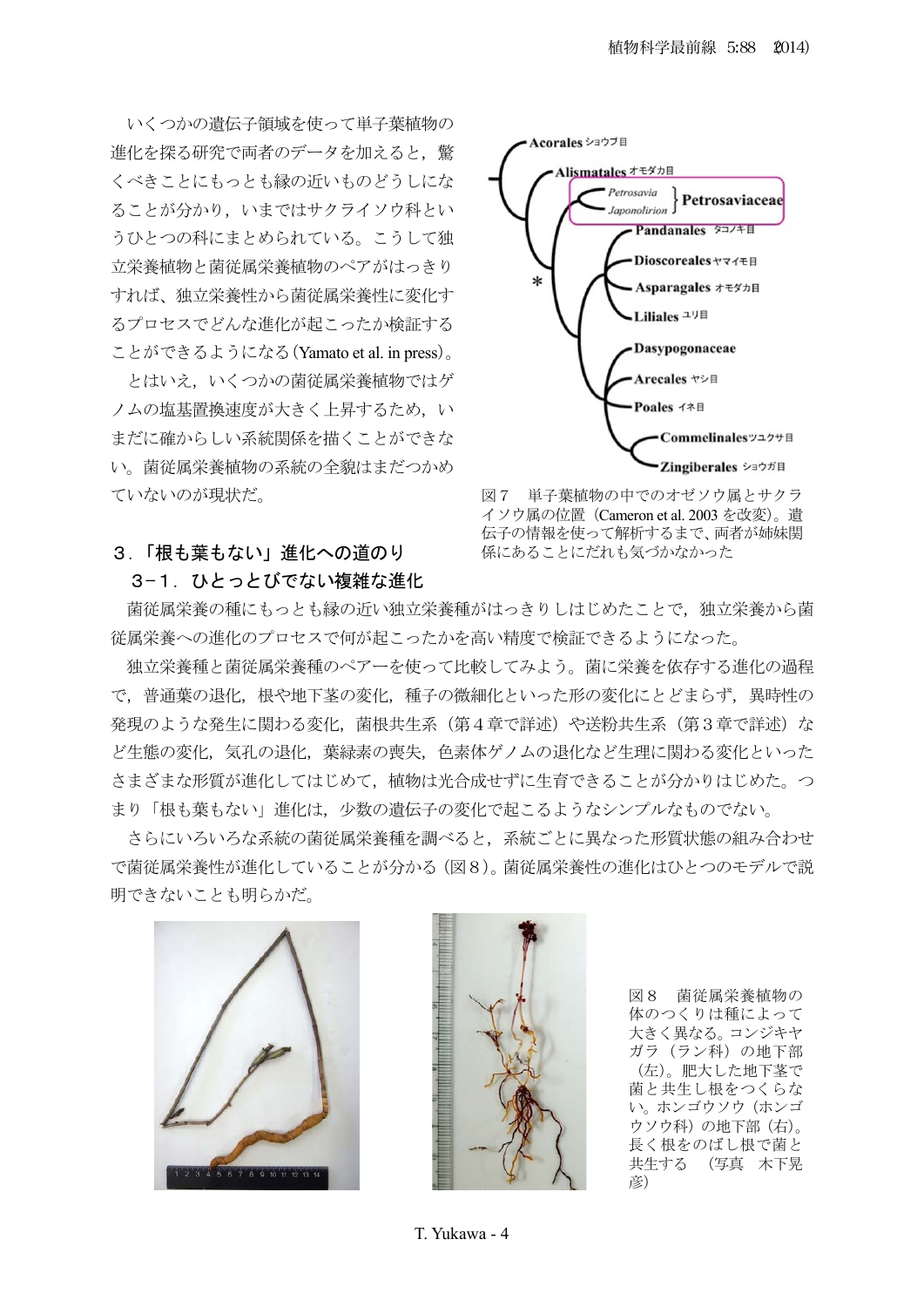いくつかの遺伝子領域を使って単子葉植物の進化を探る研究で両者のデータを加えると，驚くべきことにもっとも縁の近いものどうしになることが分かり，いまではサクライソウ科というひとつの科にまとめられている。こうして独立栄養植物と菌従属栄養植物のペアがはっきりすれば、独立栄養性から菌従属栄養性に変化するプロセスでどんな進化が起こったか検証することができるようになる（Yamato et al. in press）。

とはいえ，いくつかの菌従属栄養植物ではゲノムの塩基置換速度が大きく上昇するため，いまだに確からしい系統関係を描くことができない。菌従属栄養植物の系統の全貌はまだつかめていないのが現状だ。

図７　単子葉植物の中でのオゼソウ属とサクライソウ属の位置（Cameron et al. 2003 を改変）。遺伝子の情報を使って解析するまで、両者が姉妹関係にあることにだれも気づかなかった

## ３．「根も葉もない」進化への道のり

### ３－１．ひとっとびでない複雑な進化

菌従属栄養の種にもっとも縁の近い独立栄養種がはっきりしはじめたことで，独立栄養から菌従属栄養への進化のプロセスで何が起こったかを高い精度で検証できるようになった。

独立栄養種と菌従属栄養種のペアーを使って比較してみよう。菌に栄養を依存する進化の過程で，普通葉の退化，根や地下茎の変化，種子の微細化といった形の変化にとどまらず，異時性の発現のような発生に関わる変化，菌根共生系（第４章で詳述）や送粉共生系（第３章で詳述）など生態の変化，気孔の退化，葉緑素の喪失，色素体ゲノムの退化など生理に関わる変化といったさまざまな形質が進化してはじめて，植物は光合成せずに生育できることが分かりはじめた。つまり「根も葉もない」進化は，少数の遺伝子の変化で起こるようなシンプルなものでない。

さらにいろいろな系統の菌従属栄養種を調べると，系統ごとに異なった形質状態の組み合わせで菌従属栄養性が進化していることが分かる（図８）。菌従属栄養性の進化はひとつのモデルで説明できないことも明らかだ。

図８　菌従属栄養植物の体のつくりは種によって大きく異なる。コンジキヤガラ（ラン科）の地下部（左）。肥大した地下茎で菌と共生し根をつくらない。ホンゴウソウ（ホンゴウソウ科）の地下部（右）。長く根をのばし根で菌と共生する　（写真　木下晃彦）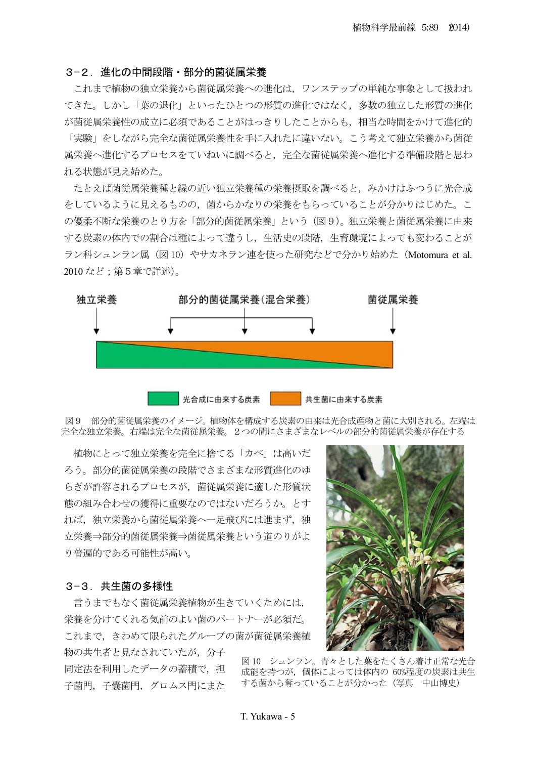### 3−2．進化の中間段階・部分的菌従属栄養

これまで植物の独立栄養から菌従属栄養への進化は，ワンステップの単純な事象として扱われてきた。しかし「葉の退化」といったひとつの形質の進化ではなく，多数の独立した形質の進化が菌従属栄養性の成立に必須であることがはっきりしたことからも，相当な時間をかけて進化的「実験」をしながら完全な菌従属栄養性を手に入れたに違いない。こう考えて独立栄養から菌従属栄養へ進化するプロセスをていねいに調べると，完全な菌従属栄養へ進化する準備段階と思われる状態が見え始めた。

たとえば菌従属栄養種と縁の近い独立栄養種の栄養摂取を調べると，みかけはふつうに光合成をしているように見えるものの，菌からかなりの栄養をもらっていることが分かりはじめた。この優柔不断な栄養のとり方を「部分的菌従属栄養」という（図９）。独立栄養と菌従属栄養に由来する炭素の体内での割合は種によって違うし，生活史の段階，生育環境によっても変わることがラン科シュンラン属（図 10）やサカネラン連を使った研究などで分かり始めた（Motomura et al. 2010 など；第５章で詳述）。

独立栄養　部分的菌従属栄養（混合栄養）　菌従属栄養

光合成に由来する炭素　共生菌に由来する炭素

図９　部分的菌従属栄養のイメージ。植物体を構成する炭素の由来は光合成産物と菌に大別される。左端は完全な独立栄養。右端は完全な菌従属栄養。２つの間にさまざまなレベルの部分的菌従属栄養が存在する

植物にとって独立栄養を完全に捨てる「カベ」は高いだろう。部分的菌従属栄養の段階でさまざまな形質進化のゆらぎが許容されるプロセスが，菌従属栄養に適した形質状態の組み合わせの獲得に重要なのではないだろうか。とすれば，独立栄養から菌従属栄養へ一足飛びには進まず，独立栄養⇒部分的菌従属栄養⇒菌従属栄養という道のりがより普遍的である可能性が高い。

図 10　シュンラン。青々とした葉をたくさん着け正常な光合成能を持つが，個体によっては体内の 60%程度の炭素は共生する菌から奪っていることが分かった（写真　中山博史）

### 3−3．共生菌の多様性

言うまでもなく菌従属栄養植物が生きていくためには，栄養を分けてくれる気前のよい菌のパートナーが必須だ。これまで，きわめて限られたグループの菌が菌従属栄養植物の共生者と見なされていたが，分子同定法を利用したデータの蓄積で，担子菌門，子嚢菌門，グロムス門にまた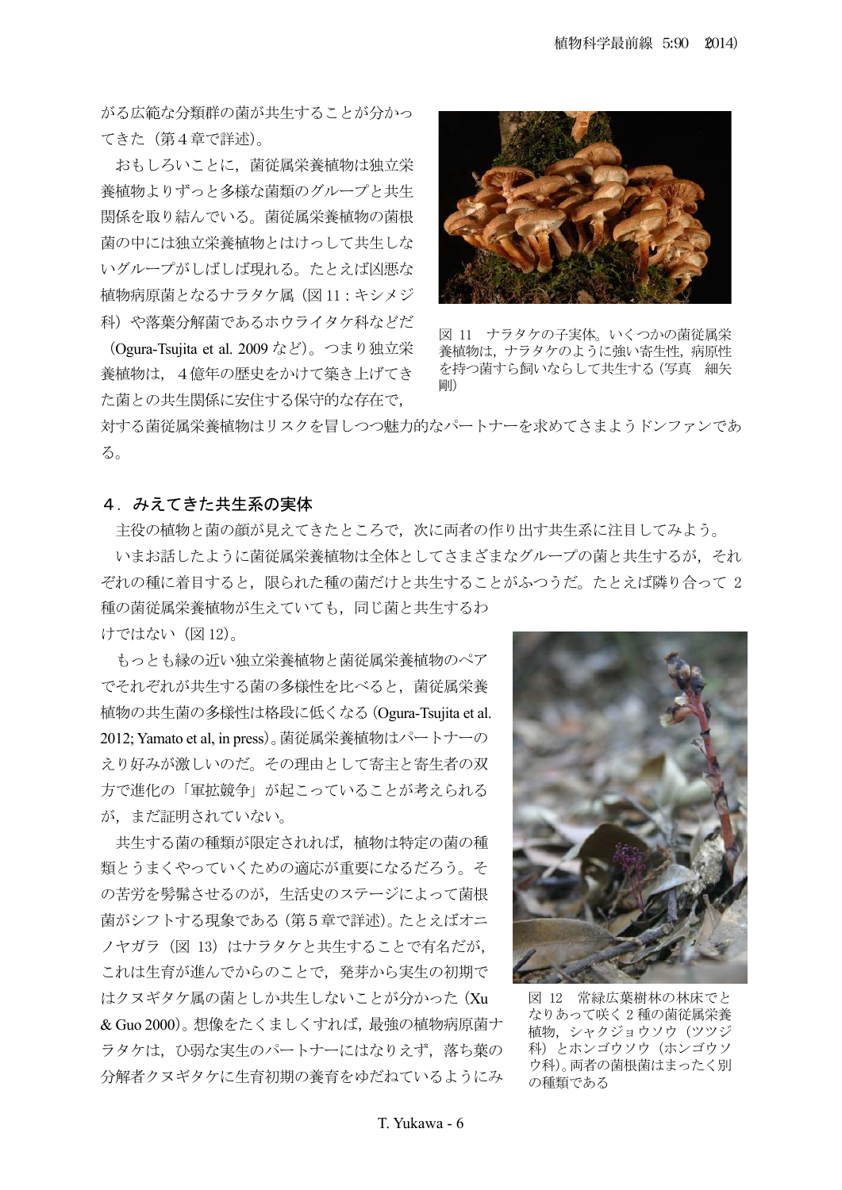がる広範な分類群の菌が共生することが分かってきた（第４章で詳述）。

おもしろいことに，菌従属栄養植物は独立栄養植物よりずっと多様な菌類のグループと共生関係を取り結んでいる。菌従属栄養植物の菌根菌の中には独立栄養植物とはけっして共生しないグループがしばしば現れる。たとえば凶悪な植物病原菌となるナラタケ属（図 11：キシメジ科）や落葉分解菌であるホウライタケ科などだ（Ogura-Tsujita et al. 2009 など）。つまり独立栄養植物は，４億年の歴史をかけて築き上げてきた菌との共生関係に安住する保守的な存在で，対する菌従属栄養植物はリスクを冒しつつ魅力的なパートナーを求めてさまようドンファンである。

図 11　ナラタケの子実体。いくつかの菌従属栄養植物は，ナラタケのように強い寄生性，病原性を持つ菌すら飼いならして共生する（写真　細矢剛）

## ４．みえてきた共生系の実体

主役の植物と菌の顔が見えてきたところで，次に両者の作り出す共生系に注目してみよう。

いまお話したように菌従属栄養植物は全体としてさまざまなグループの菌と共生するが，それぞれの種に着目すると，限られた種の菌だけと共生することがふつうだ。たとえば隣り合って 2 種の菌従属栄養植物が生えていても，同じ菌と共生するわけではない（図 12）。

もっとも縁の近い独立栄養植物と菌従属栄養植物のペアでそれぞれが共生する菌の多様性を比べると，菌従属栄養植物の共生菌の多様性は格段に低くなる（Ogura-Tsujita et al. 2012; Yamato et al, in press）。菌従属栄養植物はパートナーのえり好みが激しいのだ。その理由として寄主と寄生者の双方で進化の「軍拡競争」が起こっていることが考えられるが，まだ証明されていない。

共生する菌の種類が限定されれば，植物は特定の菌の種類とうまくやっていくための適応が重要になるだろう。その苦労を髣髴させるのが，生活史のステージによって菌根菌がシフトする現象である（第５章で詳述）。たとえばオニノヤガラ（図 13）はナラタケと共生することで有名だが，これは生育が進んでからのことで，発芽から実生の初期ではクヌギタケ属の菌としか共生しないことが分かった（Xu & Guo 2000）。想像をたくましくすれば，最強の植物病原菌ナラタケは，ひ弱な実生のパートナーにはなりえず，落ち葉の分解者クヌギタケに生育初期の養育をゆだねているようにみ

図 12　常緑広葉樹林の林床でとなりあって咲く 2 種の菌従属栄養植物，シャクジョウソウ（ツツジ科）とホンゴウソウ（ホンゴウソウ科）。両者の菌根菌はまったく別の種類である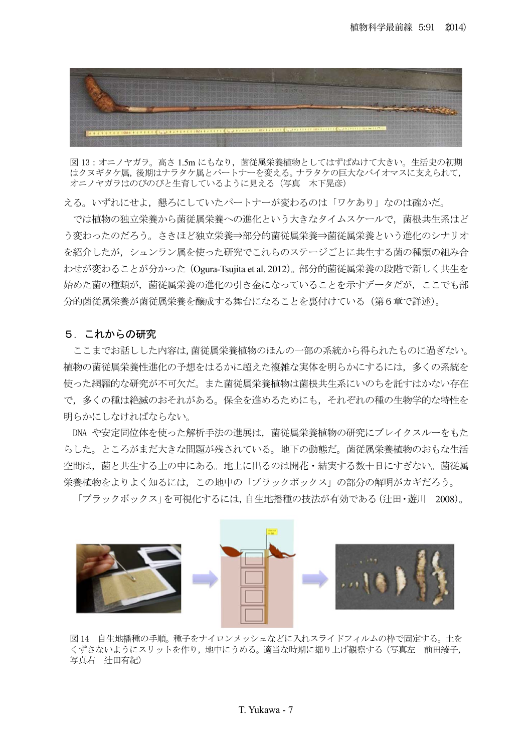図 13：オニノヤガラ。高さ 1.5m にもなり，菌従属栄養植物としてはずばぬけて大きい。生活史の初期はクヌギタケ属，後期はナラタケ属とパートナーを変える。ナラタケの巨大なバイオマスに支えられて，オニノヤガラはのびのびと生育しているように見える（写真　木下晃彦）

える。いずれにせよ，懇ろにしていたパートナーが変わるのは「ワケあり」なのは確かだ。

では植物の独立栄養から菌従属栄養への進化という大きなタイムスケールで，菌根共生系はどう変わったのだろう。さきほど独立栄養⇒部分的菌従属栄養⇒菌従属栄養という進化のシナリオを紹介したが，シュンラン属を使った研究でこれらのステージごとに共生する菌の種類の組み合わせが変わることが分かった（Ogura-Tsujita et al. 2012）。部分的菌従属栄養の段階で新しく共生を始めた菌の種類が，菌従属栄養の進化の引き金になっていることを示すデータだが，ここでも部分的菌従属栄養が菌従属栄養を醸成する舞台になることを裏付けている（第６章で詳述）。

## ５．これからの研究

ここまでお話しした内容は，菌従属栄養植物のほんの一部の系統から得られたものに過ぎない。植物の菌従属栄養性進化の予想をはるかに超えた複雑な実体を明らかにするには，多くの系統を使った網羅的な研究が不可欠だ。また菌従属栄養植物は菌根共生系にいのちを託すはかない存在で，多くの種は絶滅のおそれがある。保全を進めるためにも，それぞれの種の生物学的な特性を明らかにしなければならない。

DNA や安定同位体を使った解析手法の進展は，菌従属栄養植物の研究にブレイクスルーをもたらした。ところがまだ大きな問題が残されている。地下の動態だ。菌従属栄養植物のおもな生活空間は，菌と共生する土の中にある。地上に出るのは開花・結実する数十日にすぎない。菌従属栄養植物をよりよく知るには，この地中の「ブラックボックス」の部分の解明がカギだろう。

「ブラックボックス」を可視化するには，自生地播種の技法が有効である（辻田・遊川　2008）。

図 14　自生地播種の手順。種子をナイロンメッシュなどに入れスライドフィルムの枠で固定する。土をくずさないようにスリットを作り，地中にうめる。適当な時期に掘り上げ観察する（写真左　前田綾子，写真右　辻田有紀）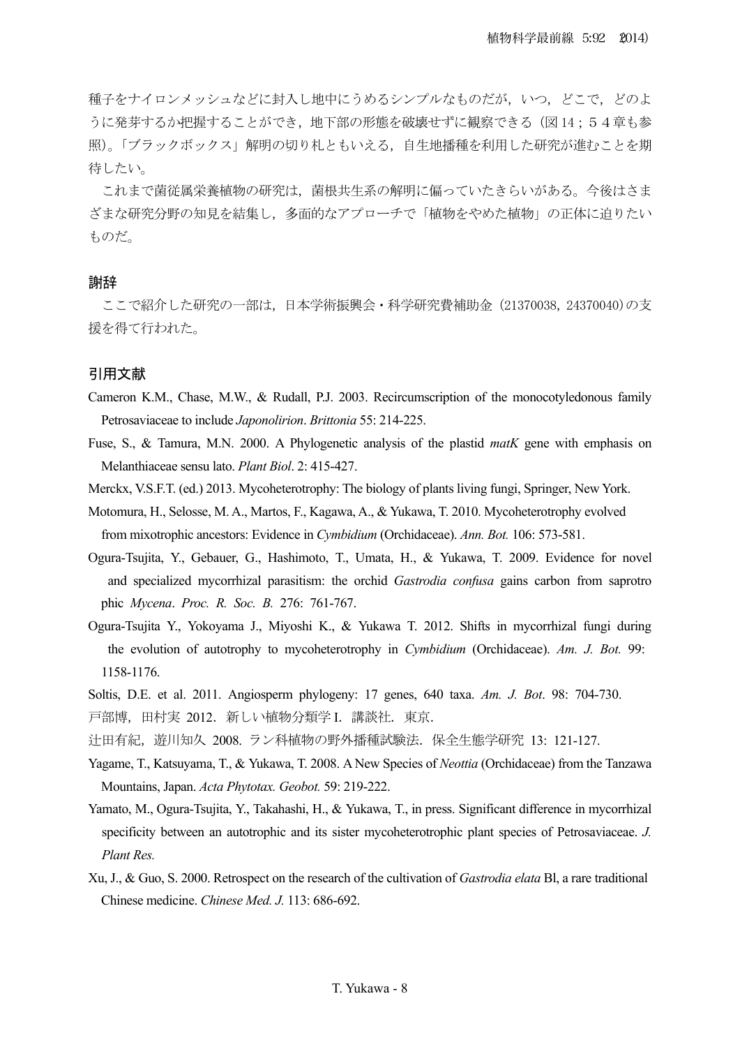種子をナイロンメッシュなどに封入し地中にうめるシンプルなものだが，いつ，どこで，どのように発芽するか把握することができ，地下部の形態を破壊せずに観察できる（図 14；５４章も参照）。「ブラックボックス」解明の切り札ともいえる，自生地播種を利用した研究が進むことを期待したい。

これまで菌従属栄養植物の研究は，菌根共生系の解明に偏っていたきらいがある。今後はさまざまな研究分野の知見を結集し，多面的なアプローチで「植物をやめた植物」の正体に迫りたいものだ。

## 謝辞

ここで紹介した研究の一部は，日本学術振興会・科学研究費補助金（21370038，24370040）の支援を得て行われた。

## 引用文献

Cameron K.M., Chase, M.W., & Rudall, P.J. 2003. Recircumscription of the monocotyledonous family Petrosaviaceae to include *Japonolirion*. *Brittonia* 55: 214-225.

Fuse, S., & Tamura, M.N. 2000. A Phylogenetic analysis of the plastid *matK* gene with emphasis on Melanthiaceae sensu lato. *Plant Biol*. 2: 415-427.

Merckx, V.S.F.T. (ed.) 2013. Mycoheterotrophy: The biology of plants living fungi, Springer, New York.

Motomura, H., Selosse, M. A., Martos, F., Kagawa, A., & Yukawa, T. 2010. Mycoheterotrophy evolved from mixotrophic ancestors: Evidence in *Cymbidium* (Orchidaceae). *Ann. Bot.* 106: 573-581.

Ogura-Tsujita, Y., Gebauer, G., Hashimoto, T., Umata, H., & Yukawa, T. 2009. Evidence for novel and specialized mycorrhizal parasitism: the orchid *Gastrodia confusa* gains carbon from saprotrophic *Mycena*. *Proc. R. Soc. B.* 276: 761-767.

Ogura-Tsujita Y., Yokoyama J., Miyoshi K., & Yukawa T. 2012. Shifts in mycorrhizal fungi during the evolution of autotrophy to mycoheterotrophy in *Cymbidium* (Orchidaceae). *Am. J. Bot.* 99: 1158-1176.

Soltis, D.E. et al. 2011. Angiosperm phylogeny: 17 genes, 640 taxa. *Am. J. Bot*. 98: 704-730.

戸部博，田村実 2012．新しい植物分類学 I．講談社．東京．

辻田有紀，遊川知久 2008．ラン科植物の野外播種試験法．保全生態学研究 13: 121-127.

Yagame, T., Katsuyama, T., & Yukawa, T. 2008. A New Species of *Neottia* (Orchidaceae) from the Tanzawa Mountains, Japan. *Acta Phytotax. Geobot.* 59: 219-222.

Yamato, M., Ogura-Tsujita, Y., Takahashi, H., & Yukawa, T., in press. Significant difference in mycorrhizal specificity between an autotrophic and its sister mycoheterotrophic plant species of Petrosaviaceae. *J. Plant Res.*

Xu, J., & Guo, S. 2000. Retrospect on the research of the cultivation of *Gastrodia elata* Bl, a rare traditional Chinese medicine. *Chinese Med. J.* 113: 686-692.